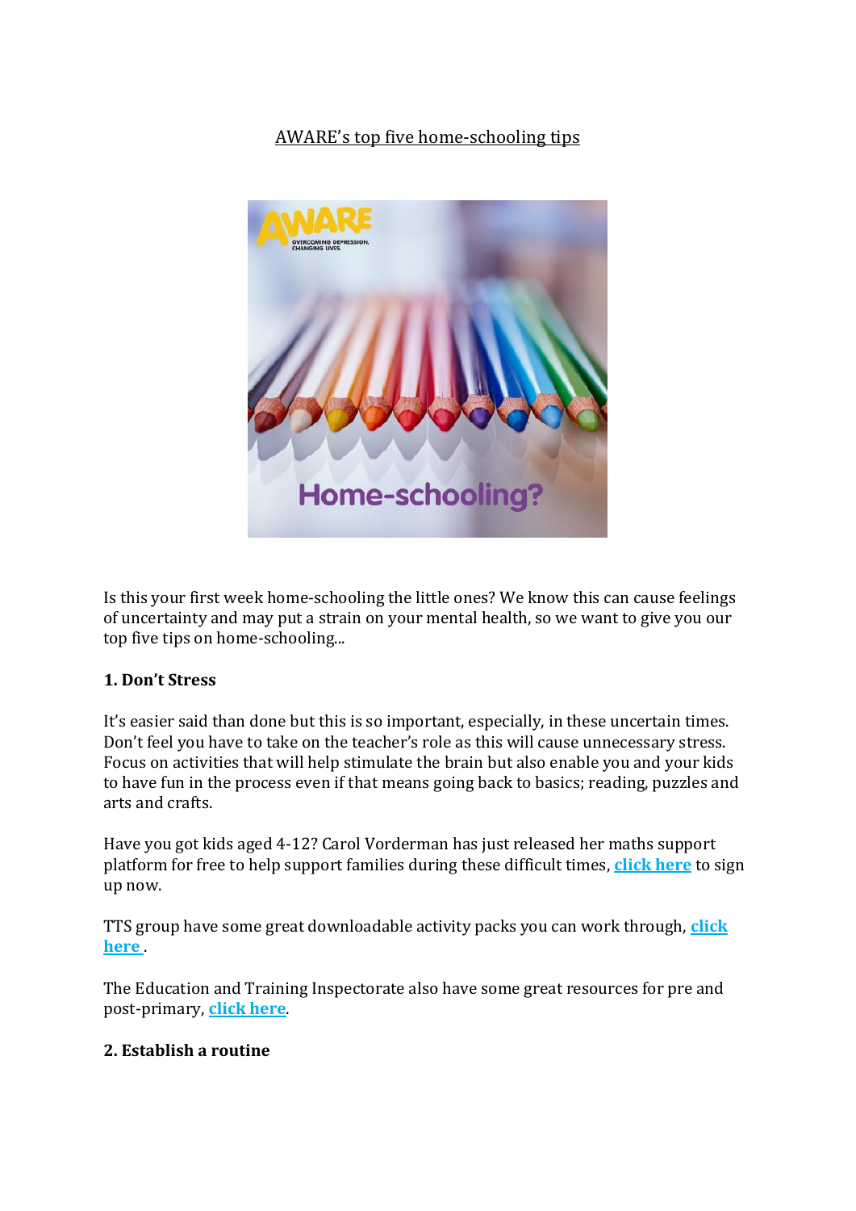AWARE's top five home-schooling tips

Is this your first week home-schooling the little ones? We know this can cause feelings of uncertainty and may put a strain on your mental health, so we want to give you our top five tips on home-schooling...

**1. Don't Stress**

It's easier said than done but this is so important, especially, in these uncertain times. Don't feel you have to take on the teacher's role as this will cause unnecessary stress. Focus on activities that will help stimulate the brain but also enable you and your kids to have fun in the process even if that means going back to basics; reading, puzzles and arts and crafts.

Have you got kids aged 4-12? Carol Vorderman has just released her maths support platform for free to help support families during these difficult times, **click here** to sign up now.

TTS group have some great downloadable activity packs you can work through, **click here**.

The Education and Training Inspectorate also have some great resources for pre and post-primary, **click here**.

**2. Establish a routine**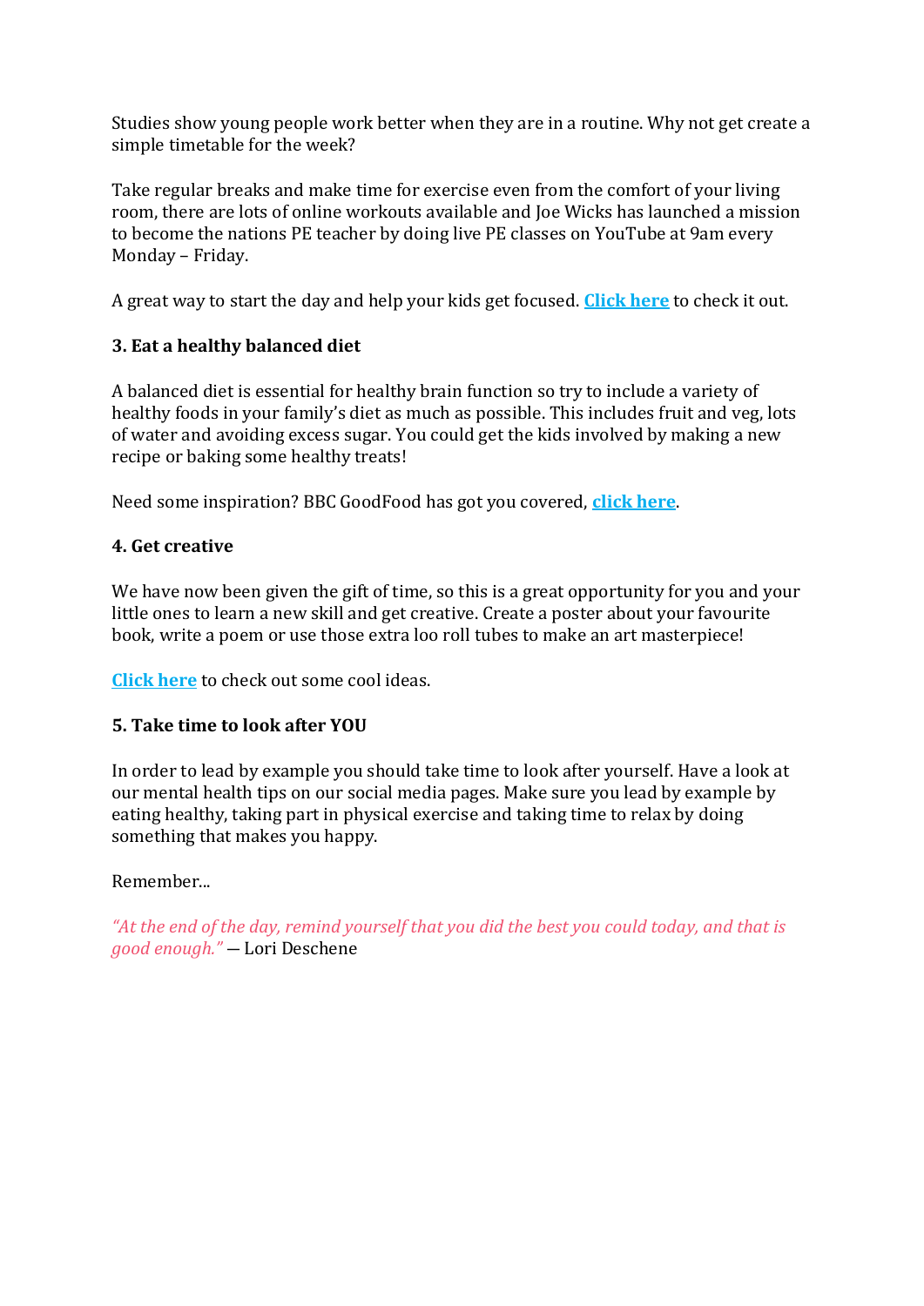Studies show young people work better when they are in a routine. Why not get create a simple timetable for the week?

Take regular breaks and make time for exercise even from the comfort of your living room, there are lots of online workouts available and Joe Wicks has launched a mission to become the nations PE teacher by doing live PE classes on YouTube at 9am every Monday – Friday.

A great way to start the day and help your kids get focused. **Click here** to check it out.

### 3. Eat a healthy balanced diet

A balanced diet is essential for healthy brain function so try to include a variety of healthy foods in your family's diet as much as possible. This includes fruit and veg, lots of water and avoiding excess sugar. You could get the kids involved by making a new recipe or baking some healthy treats!

Need some inspiration? BBC GoodFood has got you covered, **click here**.

### 4. Get creative

We have now been given the gift of time, so this is a great opportunity for you and your little ones to learn a new skill and get creative. Create a poster about your favourite book, write a poem or use those extra loo roll tubes to make an art masterpiece!

**Click here** to check out some cool ideas.

### 5. Take time to look after YOU

In order to lead by example you should take time to look after yourself. Have a look at our mental health tips on our social media pages. Make sure you lead by example by eating healthy, taking part in physical exercise and taking time to relax by doing something that makes you happy.

Remember...

*"At the end of the day, remind yourself that you did the best you could today, and that is good enough."* — Lori Deschene